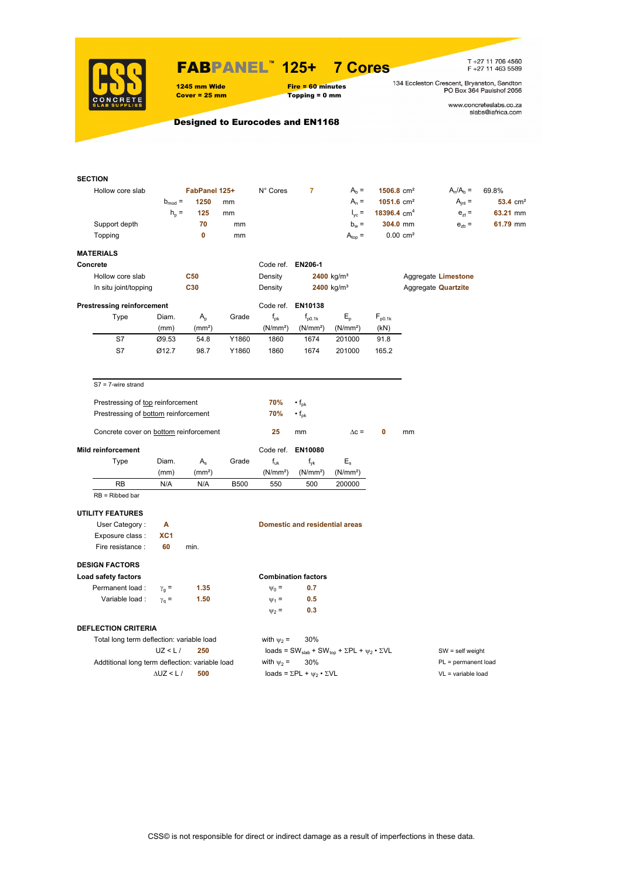# FABPANEL™ 125+ 7 Cores

**1245 mm Wide** **Fire = 60 minutes**
**Cover = 25 mm** **Topping = 0 mm**

T +27 11 706 4560
F +27 11 463 5589

134 Eccleston Crescent, Bryanston, Sandton
PO Box 364 Paulshof 2056

www.concreteslabs.co.za
slabs@iafrica.com

**Designed to Eurocodes and EN1168**

## SECTION

| | | | | | | | | | | |
|---|---|---|---|---|---|---|---|---|---|---|
| Hollow core slab | | FabPanel 125+ | | N° Cores | 7 | $A_b$ = | 1506.8 cm² | $A_n/A_b$ = | 69.8% |
| | $b_{mod}$ = | 1250 | mm | | | $A_n$ = | 1051.6 cm² | $A_{jnt}$ = | 53.4 cm² |
| | $h_p$ = | 125 | mm | | | $I_{yc}$ = | 18396.4 cm⁴ | $e_{zt}$ = | 63.21 mm |
| Support depth | | 70 | mm | | | $b_w$ = | 304.0 mm | $e_{zb}$ = | 61.79 mm |
| Topping | | 0 | mm | | | $A_{top}$ = | 0.00 cm² | | |

## MATERIALS

**Concrete** — Code ref. EN206-1

| | | | | |
|---|---|---|---|---|
| Hollow core slab | C50 | Density | 2400 kg/m³ | Aggregate Limestone |
| In situ joint/topping | C30 | Density | 2400 kg/m³ | Aggregate Quartzite |

**Prestressing reinforcement** — Code ref. EN10138

| Type | Diam. (mm) | $A_p$ (mm²) | Grade | $f_{pk}$ (N/mm²) | $f_{p0.1k}$ (N/mm²) | $E_p$ (N/mm²) | $F_{p0.1k}$ (kN) |
|---|---|---|---|---|---|---|---|
| S7 | Ø9.53 | 54.8 | Y1860 | 1860 | 1674 | 201000 | 91.8 |
| S7 | Ø12.7 | 98.7 | Y1860 | 1860 | 1674 | 201000 | 165.2 |

S7 = 7-wire strand

Prestressing of top reinforcement 70% • $f_{pk}$
Prestressing of bottom reinforcement 70% • $f_{pk}$

Concrete cover on bottom reinforcement 25 mm $\Delta c$ = 0 mm

**Mild reinforcement** — Code ref. EN10080

| Type | Diam. (mm) | $A_s$ (mm²) | Grade | $f_{uk}$ (N/mm²) | $f_{yk}$ (N/mm²) | $E_s$ (N/mm²) |
|---|---|---|---|---|---|---|
| RB | N/A | N/A | B500 | 550 | 500 | 200000 |

RB = Ribbed bar

## UTILITY FEATURES

User Category : **A** — **Domestic and residential areas**
Exposure class : **XC1**
Fire resistance : **60** min.

## DESIGN FACTORS

**Load safety factors**

Permanent load : $\gamma_g$ = 1.35
Variable load : $\gamma_q$ = 1.50

**Combination factors**

$\psi_0$ = 0.7
$\psi_1$ = 0.5
$\psi_2$ = 0.3

## DEFLECTION CRITERIA

Total long term deflection: variable load — with $\psi_2$ = 30%
UZ < L / 250 — loads = $SW_{slab}$ + $SW_{top}$ + ΣPL + $\psi_2$ • ΣVL

Addtitional long term deflection: variable load — with $\psi_2$ = 30%
ΔUZ < L / 500 — loads = ΣPL + $\psi_2$ • ΣVL

SW = self weight
PL = permanent load
VL = variable load

CSS© is not responsible for direct or indirect damage as a result of imperfections in these data.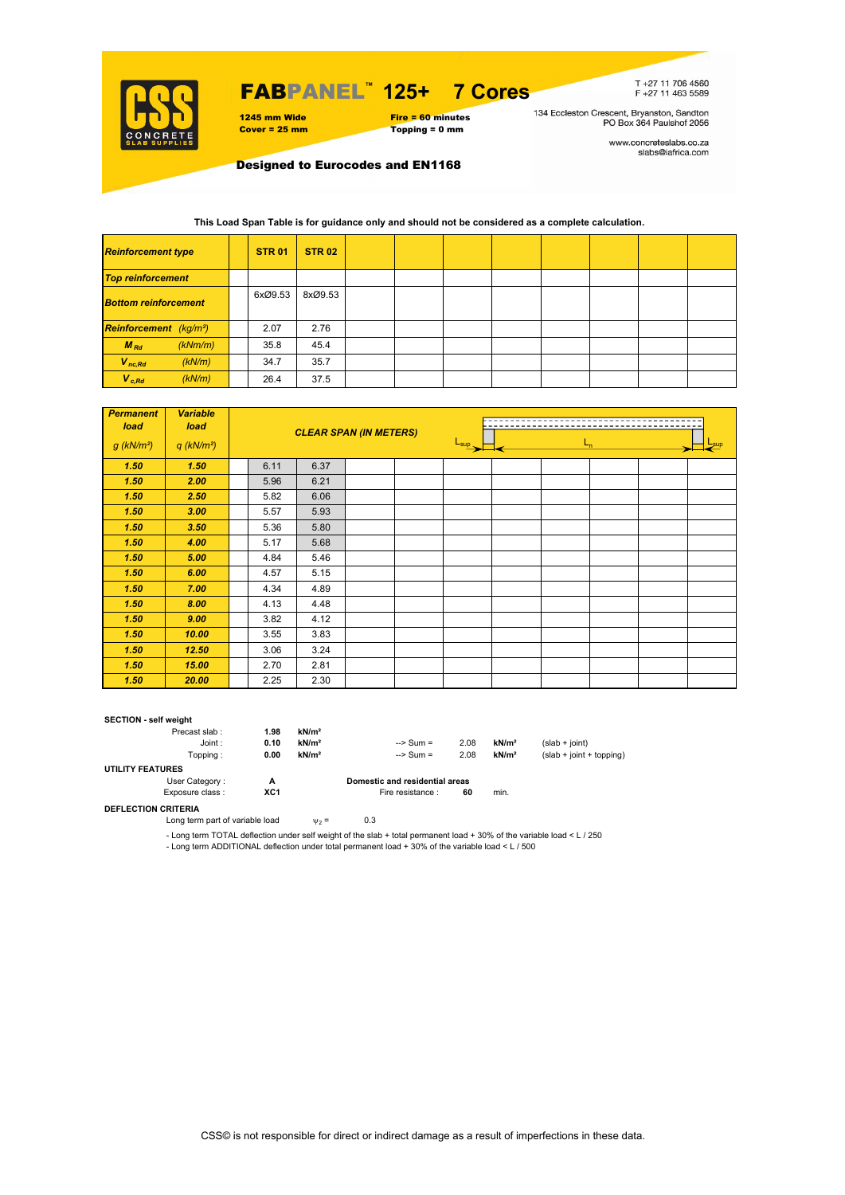# FABPANEL™ 125+ 7 Cores

**1245 mm Wide**
**Cover = 25 mm**

**Fire = 60 minutes**
**Topping = 0 mm**

T +27 11 706 4560
F +27 11 463 5589

134 Eccleston Crescent, Bryanston, Sandton
PO Box 364 Paulshof 2056

www.concreteslabs.co.za
slabs@iafrica.com

**Designed to Eurocodes and EN1168**

**This Load Span Table is for guidance only and should not be considered as a complete calculation.**

| ***Reinforcement type*** | | | **STR 01** | **STR 02** | | | | | | | | |
|---|---|---|---|---|---|---|---|---|---|---|---|---|
| ***Top reinforcement*** | | | | | | | | | | | | |
| ***Bottom reinforcement*** | | | 6xØ9.53 | 8xØ9.53 | | | | | | | | |
| ***Reinforcement*** | *(kg/m²)* | | 2.07 | 2.76 | | | | | | | | |
| $M_{Rd}$ | *(kNm/m)* | | 35.8 | 45.4 | | | | | | | | |
| $V_{nc,Rd}$ | *(kN/m)* | | 34.7 | 35.7 | | | | | | | | |
| $V_{c,Rd}$ | *(kN/m)* | | 26.4 | 37.5 | | | | | | | | |

| ***Permanent load*** $g$ *(kN/m²)* | ***Variable load*** $q$ *(kN/m²)* | | ***CLEAR SPAN (IN METERS)*** | | | | | | | | | |
|---|---|---|---|---|---|---|---|---|---|---|---|---|
| **1.50** | **1.50** | | 6.11 | 6.37 | | | | | | | | |
| **1.50** | **2.00** | | 5.96 | 6.21 | | | | | | | | |
| **1.50** | **2.50** | | 5.82 | 6.06 | | | | | | | | |
| **1.50** | **3.00** | | 5.57 | 5.93 | | | | | | | | |
| **1.50** | **3.50** | | 5.36 | 5.80 | | | | | | | | |
| **1.50** | **4.00** | | 5.17 | 5.68 | | | | | | | | |
| **1.50** | **5.00** | | 4.84 | 5.46 | | | | | | | | |
| **1.50** | **6.00** | | 4.57 | 5.15 | | | | | | | | |
| **1.50** | **7.00** | | 4.34 | 4.89 | | | | | | | | |
| **1.50** | **8.00** | | 4.13 | 4.48 | | | | | | | | |
| **1.50** | **9.00** | | 3.82 | 4.12 | | | | | | | | |
| **1.50** | **10.00** | | 3.55 | 3.83 | | | | | | | | |
| **1.50** | **12.50** | | 3.06 | 3.24 | | | | | | | | |
| **1.50** | **15.00** | | 2.70 | 2.81 | | | | | | | | |
| **1.50** | **20.00** | | 2.25 | 2.30 | | | | | | | | |

$L_{sup}$ — $L_n$ — $L_{sup}$

**SECTION - self weight**

| | | | | | | |
|---|---|---|---|---|---|---|
| Precast slab : | **1.98** | **kN/m²** | | | | |
| Joint : | **0.10** | **kN/m²** | --> Sum = | 2.08 | **kN/m²** | (slab + joint) |
| Topping : | **0.00** | **kN/m²** | --> Sum = | 2.08 | **kN/m²** | (slab + joint + topping) |

**UTILITY FEATURES**

| | | | | |
|---|---|---|---|---|
| User Category : | **A** | **Domestic and residential areas** | | |
| Exposure class : | **XC1** | Fire resistance : | **60** | min. |

**DEFLECTION CRITERIA**

Long term part of variable load $\psi_2 =$ 0.3

- Long term TOTAL deflection under self weight of the slab + total permanent load + 30% of the variable load < L / 250
- Long term ADDITIONAL deflection under total permanent load + 30% of the variable load < L / 500

CSS© is not responsible for direct or indirect damage as a result of imperfections in these data.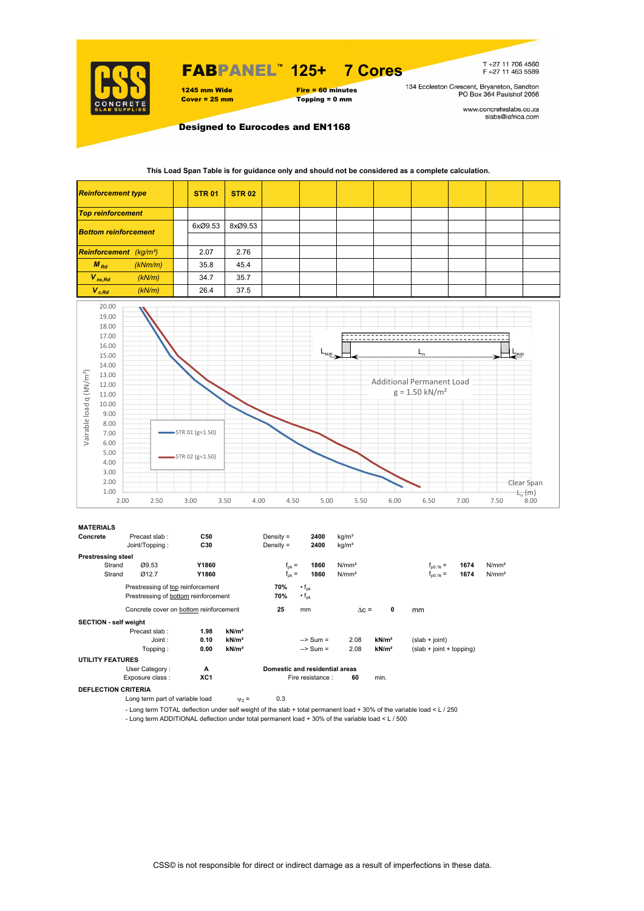# FABPANEL™ 125+ 7 Cores

**1245 mm Wide**
**Cover = 25 mm**

**Fire = 60 minutes**
**Topping = 0 mm**

T +27 11 706 4560
F +27 11 463 5589

134 Eccleston Crescent, Bryanston, Sandton
PO Box 364 Paulshof 2056

www.concreteslabs.co.za
slabs@iafrica.com

**Designed to Eurocodes and EN1168**

**This Load Span Table is for guidance only and should not be considered as a complete calculation.**

| ***Reinforcement type*** | | **STR 01** | **STR 02** | | | | | | | | |
|---|---|---|---|---|---|---|---|---|---|---|---|
| ***Top reinforcement*** | | | | | | | | | | | |
| ***Bottom reinforcement*** | | 6xØ9.53 | 8xØ9.53 | | | | | | | | |
| | | | | | | | | | | | |
| ***Reinforcement*** *(kg/m²)* | | 2.07 | 2.76 | | | | | | | | |
| $M_{Rd}$ *(kNm/m)* | | 35.8 | 45.4 | | | | | | | | |
| $V_{nc,Rd}$ *(kN/m)* | | 34.7 | 35.7 | | | | | | | | |
| $V_{c,Rd}$ *(kN/m)* | | 26.4 | 37.5 | | | | | | | | |

Vairable load q (kN/m²)
20.00
19.00
18.00
17.00
16.00
15.00
14.00
13.00
12.00
11.00
10.00
9.00
8.00
7.00
6.00
5.00
4.00
3.00
2.00
1.00

2.00 2.50 3.00 3.50 4.00 4.50 5.00 5.50 6.00 6.50 7.00 7.50 8.00

Clear Span
$L_n$ (m)

STR 01 (g=1.50)
STR 02 (g=1.50)

$L_{sup}$ $L_n$ $L_{sup}$

Additional Permanent Load
g = 1.50 kN/m²

**MATERIALS**

| | | | | | | | | | | |
|---|---|---|---|---|---|---|---|---|---|---|
| **Concrete** | Precast slab : | **C50** | Density = | **2400** | kg/m³ | | | | | |
| | Joint/Topping : | **C30** | Density = | **2400** | kg/m³ | | | | | |

**Prestressing steel**

| | | | | | | | | |
|---|---|---|---|---|---|---|---|---|
| Strand | Ø9.53 | **Y1860** | $f_{pk}$ = | **1860** | N/mm² | $f_{p0.1k}$ = | **1674** | N/mm² |
| Strand | Ø12.7 | **Y1860** | $f_{pk}$ = | **1860** | N/mm² | $f_{p0.1k}$ = | **1674** | N/mm² |

Prestressing of top reinforcement **70%** • $f_{pk}$
Prestressing of bottom reinforcement **70%** • $f_{pk}$

Concrete cover on bottom reinforcement **25** mm $\Delta c$ = **0** mm

**SECTION - self weight**

| | | | | | | |
|---|---|---|---|---|---|---|
| Precast slab : | **1.98** | **kN/m²** | | | | |
| Joint : | **0.10** | **kN/m²** | --> Sum = | 2.08 | **kN/m²** | (slab + joint) |
| Topping : | **0.00** | **kN/m²** | --> Sum = | 2.08 | **kN/m²** | (slab + joint + topping) |

**UTILITY FEATURES**

User Category : **A** **Domestic and residential areas**
Exposure class : **XC1** Fire resistance : **60** min.

**DEFLECTION CRITERIA**

Long term part of variable load $\psi_2$ = 0.3

- Long term TOTAL deflection under self weight of the slab + total permanent load + 30% of the variable load < L / 250
- Long term ADDITIONAL deflection under total permanent load + 30% of the variable load < L / 500

CSS© is not responsible for direct or indirect damage as a result of imperfections in these data.